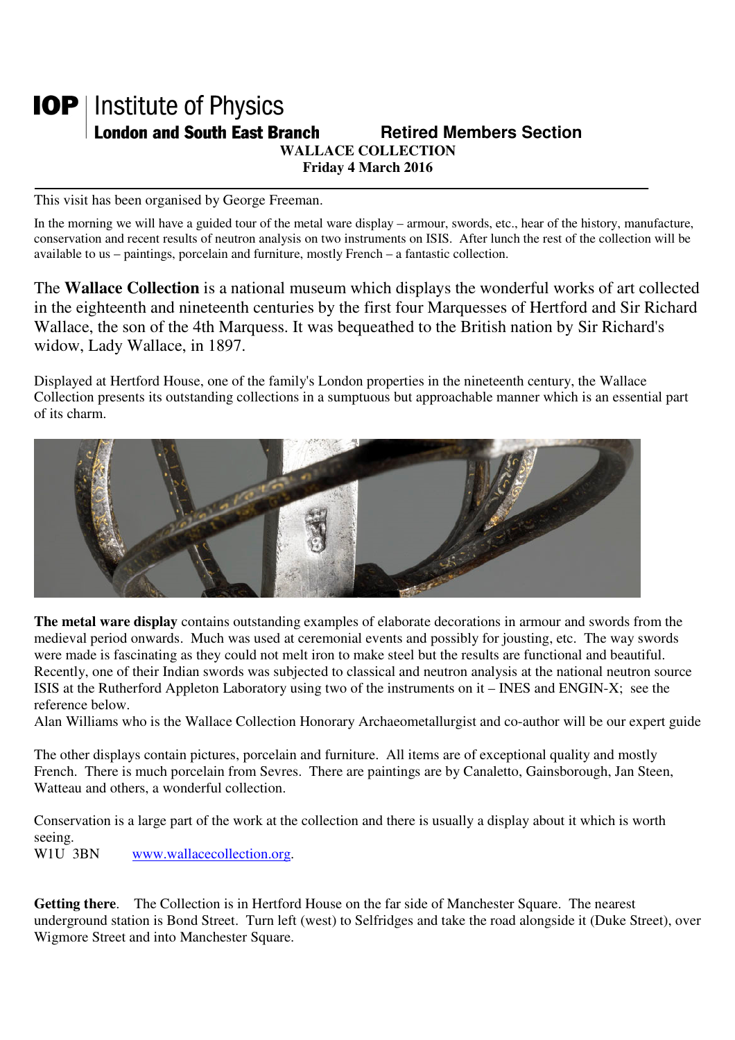**IOP** | Institute of Physics
**London and South East Branch** **Retired Members Section**

**WALLACE COLLECTION**
**Friday 4 March 2016**

---

This visit has been organised by George Freeman.

In the morning we will have a guided tour of the metal ware display – armour, swords, etc., hear of the history, manufacture, conservation and recent results of neutron analysis on two instruments on ISIS. After lunch the rest of the collection will be available to us – paintings, porcelain and furniture, mostly French – a fantastic collection.

The **Wallace Collection** is a national museum which displays the wonderful works of art collected in the eighteenth and nineteenth centuries by the first four Marquesses of Hertford and Sir Richard Wallace, the son of the 4th Marquess. It was bequeathed to the British nation by Sir Richard's widow, Lady Wallace, in 1897.

Displayed at Hertford House, one of the family's London properties in the nineteenth century, the Wallace Collection presents its outstanding collections in a sumptuous but approachable manner which is an essential part of its charm.

**The metal ware display** contains outstanding examples of elaborate decorations in armour and swords from the medieval period onwards. Much was used at ceremonial events and possibly for jousting, etc. The way swords were made is fascinating as they could not melt iron to make steel but the results are functional and beautiful. Recently, one of their Indian swords was subjected to classical and neutron analysis at the national neutron source ISIS at the Rutherford Appleton Laboratory using two of the instruments on it – INES and ENGIN-X; see the reference below.
Alan Williams who is the Wallace Collection Honorary Archaeometallurgist and co-author will be our expert guide

The other displays contain pictures, porcelain and furniture. All items are of exceptional quality and mostly French. There is much porcelain from Sevres. There are paintings are by Canaletto, Gainsborough, Jan Steen, Watteau and others, a wonderful collection.

Conservation is a large part of the work at the collection and there is usually a display about it which is worth seeing.
W1U 3BN www.wallacecollection.org.

**Getting there**. The Collection is in Hertford House on the far side of Manchester Square. The nearest underground station is Bond Street. Turn left (west) to Selfridges and take the road alongside it (Duke Street), over Wigmore Street and into Manchester Square.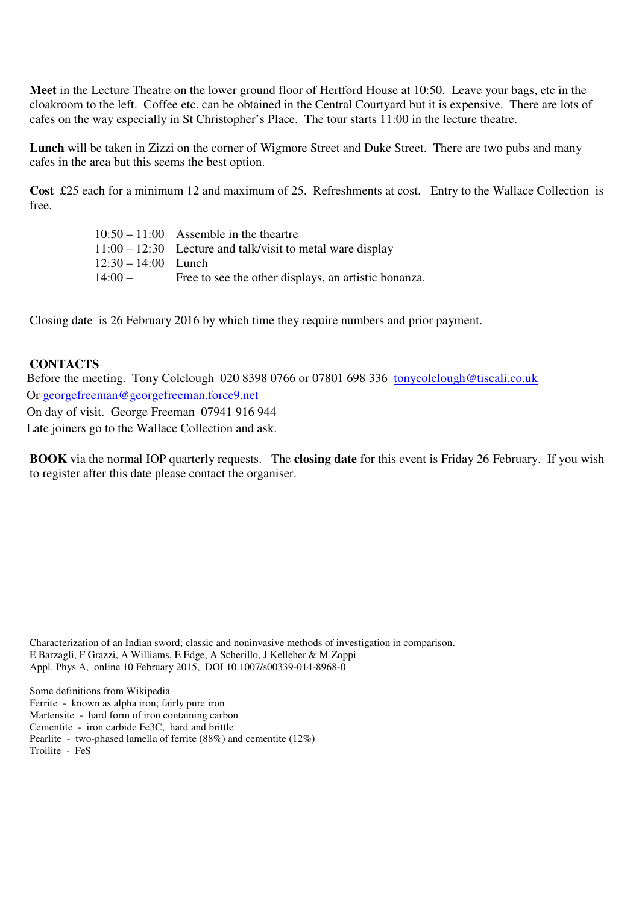**Meet** in the Lecture Theatre on the lower ground floor of Hertford House at 10:50. Leave your bags, etc in the cloakroom to the left. Coffee etc. can be obtained in the Central Courtyard but it is expensive. There are lots of cafes on the way especially in St Christopher's Place. The tour starts 11:00 in the lecture theatre.

**Lunch** will be taken in Zizzi on the corner of Wigmore Street and Duke Street. There are two pubs and many cafes in the area but this seems the best option.

**Cost** £25 each for a minimum 12 and maximum of 25. Refreshments at cost. Entry to the Wallace Collection is free.

| | |
|---|---|
| 10:50 – 11:00 | Assemble in the theartre |
| 11:00 – 12:30 | Lecture and talk/visit to metal ware display |
| 12:30 – 14:00 | Lunch |
| 14:00 – | Free to see the other displays, an artistic bonanza. |

Closing date is 26 February 2016 by which time they require numbers and prior payment.

**CONTACTS**

Before the meeting. Tony Colclough 020 8398 0766 or 07801 698 336 tonycolclough@tiscali.co.uk
Or georgefreeman@georgefreeman.force9.net
On day of visit. George Freeman 07941 916 944
Late joiners go to the Wallace Collection and ask.

**BOOK** via the normal IOP quarterly requests. The **closing date** for this event is Friday 26 February. If you wish to register after this date please contact the organiser.

Characterization of an Indian sword; classic and noninvasive methods of investigation in comparison.
E Barzagli, F Grazzi, A Williams, E Edge, A Scherillo, J Kelleher & M Zoppi
Appl. Phys A, online 10 February 2015, DOI 10.1007/s00339-014-8968-0

Some definitions from Wikipedia
Ferrite - known as alpha iron; fairly pure iron
Martensite - hard form of iron containing carbon
Cementite - iron carbide $Fe_3C$, hard and brittle
Pearlite - two-phased lamella of ferrite (88%) and cementite (12%)
Troilite - FeS